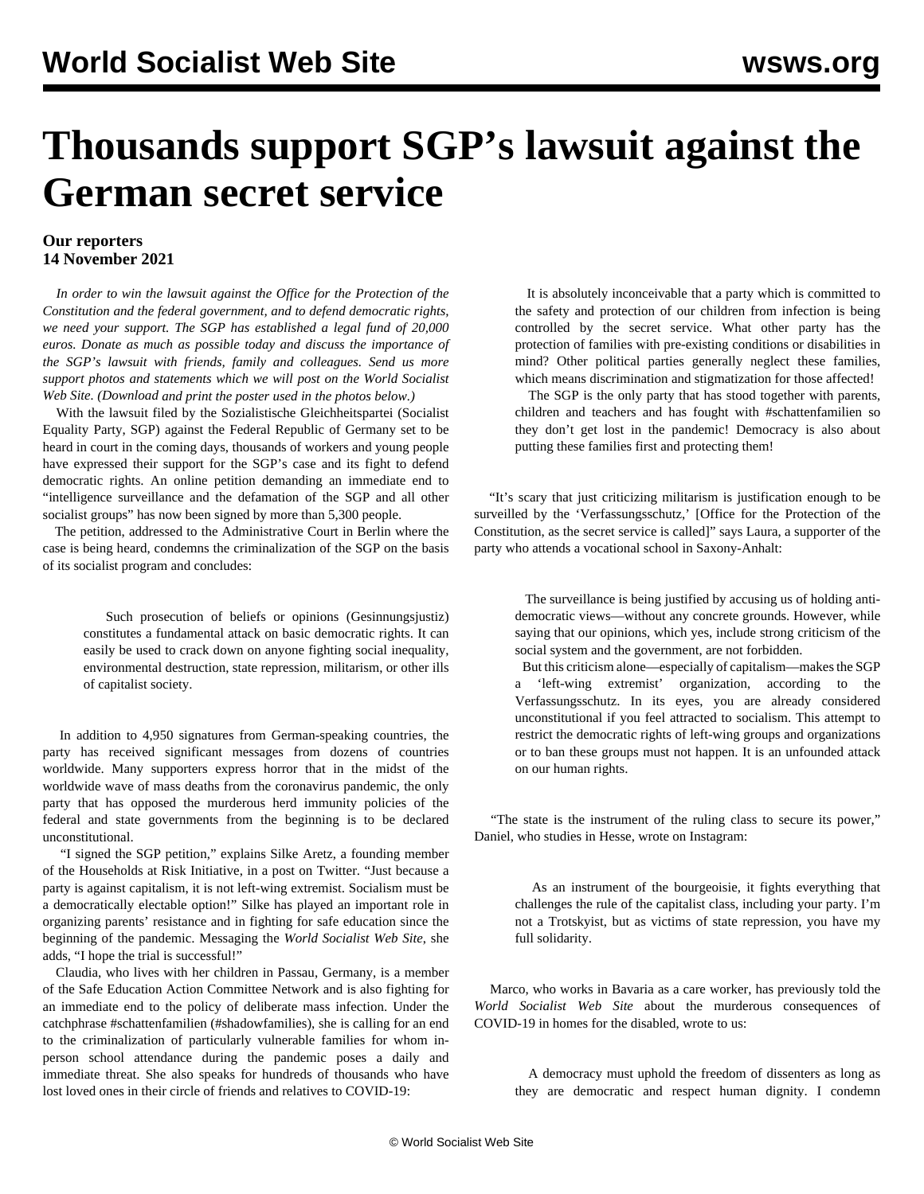# Thousands support SGP's lawsuit against the German secret service

**Our reporters**
**14 November 2021**

*In order to win the lawsuit against the Office for the Protection of the Constitution and the federal government, and to defend democratic rights, we need your support. The SGP has established a legal fund of 20,000 euros. Donate as much as possible today and discuss the importance of the SGP's lawsuit with friends, family and colleagues. Send us more support photos and statements which we will post on the World Socialist Web Site. (Download and print the poster used in the photos below.)*

With the lawsuit filed by the Sozialistische Gleichheitspartei (Socialist Equality Party, SGP) against the Federal Republic of Germany set to be heard in court in the coming days, thousands of workers and young people have expressed their support for the SGP's case and its fight to defend democratic rights. An online petition demanding an immediate end to "intelligence surveillance and the defamation of the SGP and all other socialist groups" has now been signed by more than 5,300 people.

The petition, addressed to the Administrative Court in Berlin where the case is being heard, condemns the criminalization of the SGP on the basis of its socialist program and concludes:

> Such prosecution of beliefs or opinions (Gesinnungsjustiz) constitutes a fundamental attack on basic democratic rights. It can easily be used to crack down on anyone fighting social inequality, environmental destruction, state repression, militarism, or other ills of capitalist society.

In addition to 4,950 signatures from German-speaking countries, the party has received significant messages from dozens of countries worldwide. Many supporters express horror that in the midst of the worldwide wave of mass deaths from the coronavirus pandemic, the only party that has opposed the murderous herd immunity policies of the federal and state governments from the beginning is to be declared unconstitutional.

"I signed the SGP petition," explains Silke Aretz, a founding member of the Households at Risk Initiative, in a post on Twitter. "Just because a party is against capitalism, it is not left-wing extremist. Socialism must be a democratically electable option!" Silke has played an important role in organizing parents' resistance and in fighting for safe education since the beginning of the pandemic. Messaging the *World Socialist Web Site*, she adds, "I hope the trial is successful!"

Claudia, who lives with her children in Passau, Germany, is a member of the Safe Education Action Committee Network and is also fighting for an immediate end to the policy of deliberate mass infection. Under the catchphrase #schattenfamilien (#shadowfamilies), she is calling for an end to the criminalization of particularly vulnerable families for whom in-person school attendance during the pandemic poses a daily and immediate threat. She also speaks for hundreds of thousands who have lost loved ones in their circle of friends and relatives to COVID-19:

> It is absolutely inconceivable that a party which is committed to the safety and protection of our children from infection is being controlled by the secret service. What other party has the protection of families with pre-existing conditions or disabilities in mind? Other political parties generally neglect these families, which means discrimination and stigmatization for those affected!
>
> The SGP is the only party that has stood together with parents, children and teachers and has fought with #schattenfamilien so they don't get lost in the pandemic! Democracy is also about putting these families first and protecting them!

"It's scary that just criticizing militarism is justification enough to be surveilled by the 'Verfassungsschutz,' [Office for the Protection of the Constitution, as the secret service is called]" says Laura, a supporter of the party who attends a vocational school in Saxony-Anhalt:

> The surveillance is being justified by accusing us of holding anti-democratic views—without any concrete grounds. However, while saying that our opinions, which yes, include strong criticism of the social system and the government, are not forbidden.
>
> But this criticism alone—especially of capitalism—makes the SGP a 'left-wing extremist' organization, according to the Verfassungsschutz. In its eyes, you are already considered unconstitutional if you feel attracted to socialism. This attempt to restrict the democratic rights of left-wing groups and organizations or to ban these groups must not happen. It is an unfounded attack on our human rights.

"The state is the instrument of the ruling class to secure its power," Daniel, who studies in Hesse, wrote on Instagram:

> As an instrument of the bourgeoisie, it fights everything that challenges the rule of the capitalist class, including your party. I'm not a Trotskyist, but as victims of state repression, you have my full solidarity.

Marco, who works in Bavaria as a care worker, has previously told the *World Socialist Web Site* about the murderous consequences of COVID-19 in homes for the disabled, wrote to us:

> A democracy must uphold the freedom of dissenters as long as they are democratic and respect human dignity. I condemn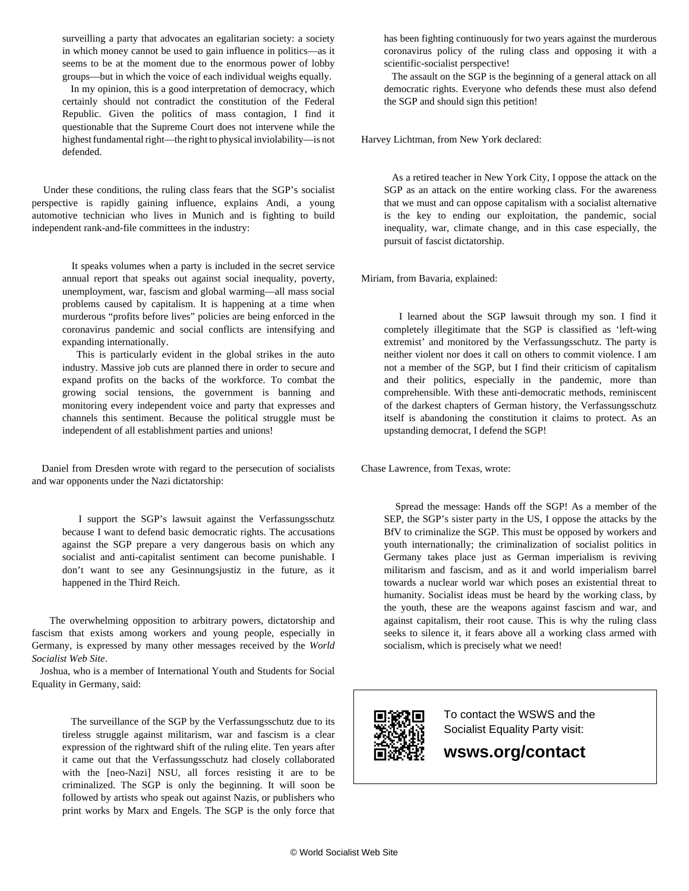> surveilling a party that advocates an egalitarian society: a society in which money cannot be used to gain influence in politics—as it seems to be at the moment due to the enormous power of lobby groups—but in which the voice of each individual weighs equally.
>
> In my opinion, this is a good interpretation of democracy, which certainly should not contradict the constitution of the Federal Republic. Given the politics of mass contagion, I find it questionable that the Supreme Court does not intervene while the highest fundamental right—the right to physical inviolability—is not defended.

Under these conditions, the ruling class fears that the SGP's socialist perspective is rapidly gaining influence, explains Andi, a young automotive technician who lives in Munich and is fighting to build independent rank-and-file committees in the industry:

> It speaks volumes when a party is included in the secret service annual report that speaks out against social inequality, poverty, unemployment, war, fascism and global warming—all mass social problems caused by capitalism. It is happening at a time when murderous "profits before lives" policies are being enforced in the coronavirus pandemic and social conflicts are intensifying and expanding internationally.
>
> This is particularly evident in the global strikes in the auto industry. Massive job cuts are planned there in order to secure and expand profits on the backs of the workforce. To combat the growing social tensions, the government is banning and monitoring every independent voice and party that expresses and channels this sentiment. Because the political struggle must be independent of all establishment parties and unions!

Daniel from Dresden wrote with regard to the persecution of socialists and war opponents under the Nazi dictatorship:

> I support the SGP's lawsuit against the Verfassungsschutz because I want to defend basic democratic rights. The accusations against the SGP prepare a very dangerous basis on which any socialist and anti-capitalist sentiment can become punishable. I don't want to see any Gesinnungsjustiz in the future, as it happened in the Third Reich.

The overwhelming opposition to arbitrary powers, dictatorship and fascism that exists among workers and young people, especially in Germany, is expressed by many other messages received by the *World Socialist Web Site*.

Joshua, who is a member of International Youth and Students for Social Equality in Germany, said:

> The surveillance of the SGP by the Verfassungsschutz due to its tireless struggle against militarism, war and fascism is a clear expression of the rightward shift of the ruling elite. Ten years after it came out that the Verfassungsschutz had closely collaborated with the [neo-Nazi] NSU, all forces resisting it are to be criminalized. The SGP is only the beginning. It will soon be followed by artists who speak out against Nazis, or publishers who print works by Marx and Engels. The SGP is the only force that has been fighting continuously for two years against the murderous coronavirus policy of the ruling class and opposing it with a scientific-socialist perspective!
>
> The assault on the SGP is the beginning of a general attack on all democratic rights. Everyone who defends these must also defend the SGP and should sign this petition!

Harvey Lichtman, from New York declared:

> As a retired teacher in New York City, I oppose the attack on the SGP as an attack on the entire working class. For the awareness that we must and can oppose capitalism with a socialist alternative is the key to ending our exploitation, the pandemic, social inequality, war, climate change, and in this case especially, the pursuit of fascist dictatorship.

Miriam, from Bavaria, explained:

> I learned about the SGP lawsuit through my son. I find it completely illegitimate that the SGP is classified as 'left-wing extremist' and monitored by the Verfassungsschutz. The party is neither violent nor does it call on others to commit violence. I am not a member of the SGP, but I find their criticism of capitalism and their politics, especially in the pandemic, more than comprehensible. With these anti-democratic methods, reminiscent of the darkest chapters of German history, the Verfassungsschutz itself is abandoning the constitution it claims to protect. As an upstanding democrat, I defend the SGP!

Chase Lawrence, from Texas, wrote:

> Spread the message: Hands off the SGP! As a member of the SEP, the SGP's sister party in the US, I oppose the attacks by the BfV to criminalize the SGP. This must be opposed by workers and youth internationally; the criminalization of socialist politics in Germany takes place just as German imperialism is reviving militarism and fascism, and as it and world imperialism barrel towards a nuclear world war which poses an existential threat to humanity. Socialist ideas must be heard by the working class, by the youth, these are the weapons against fascism and war, and against capitalism, their root cause. This is why the ruling class seeks to silence it, it fears above all a working class armed with socialism, which is precisely what we need!

To contact the WSWS and the Socialist Equality Party visit:

**wsws.org/contact**